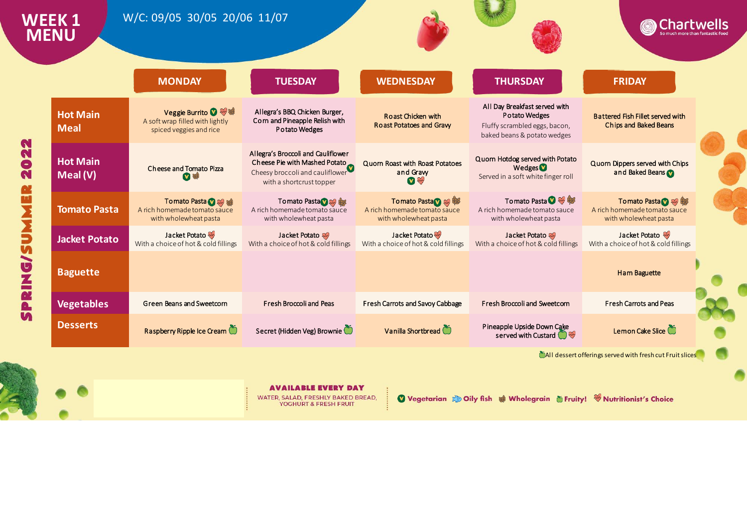# WEEK 1 MENU

W/C: 09/05 30/05 20/06 11/07

Chartwells — So much more than fantastic food

SPRING/SUMMER 2022

| | MONDAY | TUESDAY | WEDNESDAY | THURSDAY | FRIDAY |
|---|---|---|---|---|---|
| **Hot Main Meal** | Veggie Burrito (V) (Nutritionist's Choice) (Wholegrain)<br>A soft wrap filled with lightly spiced veggies and rice | Allegra's BBQ Chicken Burger, Corn and Pineapple Relish with Potato Wedges | Roast Chicken with Roast Potatoes and Gravy | All Day Breakfast served with Potato Wedges<br>Fluffy scrambled eggs, bacon, baked beans & potato wedges | Battered Fish Fillet served with Chips and Baked Beans |
| **Hot Main Meal (V)** | Cheese and Tomato Pizza (V) (Wholegrain) | Allegra's Broccoli and Cauliflower Cheese Pie with Mashed Potato (V)<br>Cheesy broccoli and cauliflower with a shortcrust topper | Quorn Roast with Roast Potatoes and Gravy (V) (Nutritionist's Choice) | Quorn Hotdog served with Potato Wedges (V)<br>Served in a soft white finger roll | Quorn Dippers served with Chips and Baked Beans (V) |
| **Tomato Pasta** | Tomato Pasta (V) (Nutritionist's Choice) (Wholegrain)<br>A rich homemade tomato sauce with wholewheat pasta | Tomato Pasta (V) (Nutritionist's Choice) (Wholegrain)<br>A rich homemade tomato sauce with wholewheat pasta | Tomato Pasta (V) (Nutritionist's Choice) (Wholegrain)<br>A rich homemade tomato sauce with wholewheat pasta | Tomato Pasta (V) (Nutritionist's Choice) (Wholegrain)<br>A rich homemade tomato sauce with wholewheat pasta | Tomato Pasta (V) (Nutritionist's Choice) (Wholegrain)<br>A rich homemade tomato sauce with wholewheat pasta |
| **Jacket Potato** | Jacket Potato (Nutritionist's Choice)<br>With a choice of hot & cold fillings | Jacket Potato (Nutritionist's Choice)<br>With a choice of hot & cold fillings | Jacket Potato (Nutritionist's Choice)<br>With a choice of hot & cold fillings | Jacket Potato (Nutritionist's Choice)<br>With a choice of hot & cold fillings | Jacket Potato (Nutritionist's Choice)<br>With a choice of hot & cold fillings |
| **Baguette** | | | | | Ham Baguette |
| **Vegetables** | Green Beans and Sweetcorn | Fresh Broccoli and Peas | Fresh Carrots and Savoy Cabbage | Fresh Broccoli and Sweetcorn | Fresh Carrots and Peas |
| **Desserts** | Raspberry Ripple Ice Cream (Fruity!) | Secret (Hidden Veg) Brownie (Fruity!) | Vanilla Shortbread (Fruity!) | Pineapple Upside Down Cake served with Custard (Fruity!) (Nutritionist's Choice) | Lemon Cake Slice (Fruity!) |

All dessert offerings served with fresh cut Fruit slices

**AVAILABLE EVERY DAY**
WATER, SALAD, FRESHLY BAKED BREAD, YOGHURT & FRESH FRUIT

(V) Vegetarian · Oily fish · Wholegrain · Fruity! · Nutritionist's Choice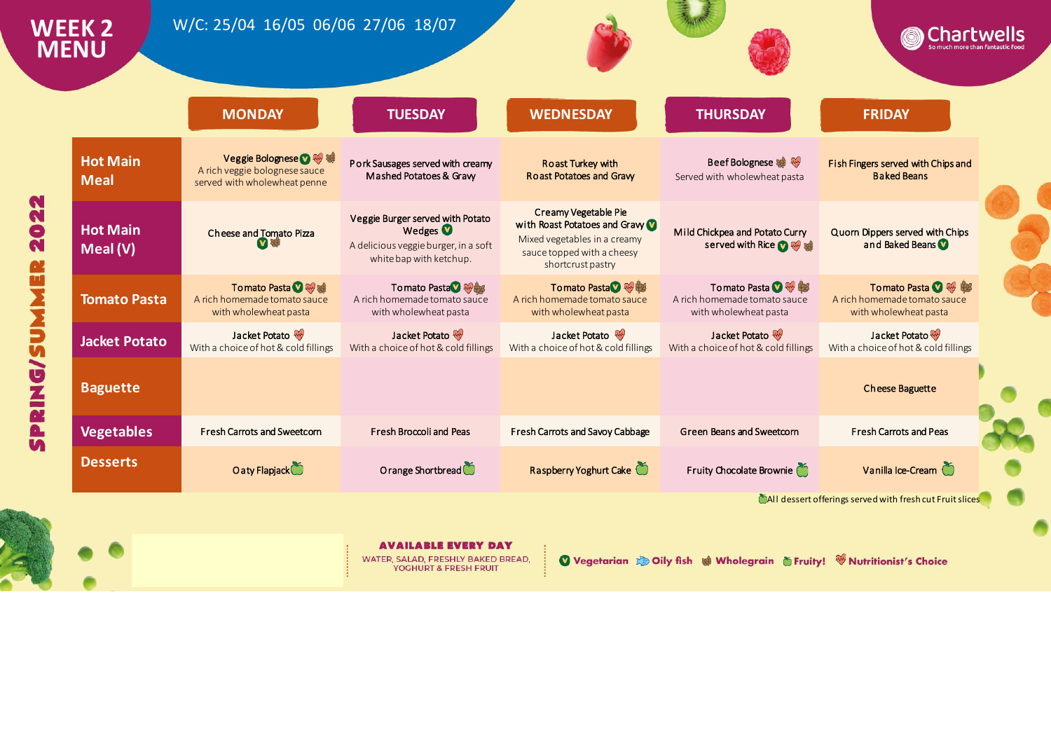# WEEK 2 MENU

W/C: 25/04 16/05 06/06 27/06 18/07

Chartwells — So much more than fantastic food

SPRING/SUMMER 2022

| | MONDAY | TUESDAY | WEDNESDAY | THURSDAY | FRIDAY |
|---|---|---|---|---|---|
| **Hot Main Meal** | Veggie Bolognese (Vegetarian, Nutritionist's Choice, Wholegrain) A rich veggie bolognese sauce served with wholewheat penne | Pork Sausages served with creamy Mashed Potatoes & Gravy | Roast Turkey with Roast Potatoes and Gravy | Beef Bolognese (Wholegrain, Nutritionist's Choice) Served with wholewheat pasta | Fish Fingers served with Chips and Baked Beans |
| **Hot Main Meal (V)** | Cheese and Tomato Pizza (Vegetarian, Wholegrain) | Veggie Burger served with Potato Wedges (Vegetarian) A delicious veggie burger, in a soft white bap with ketchup. | Creamy Vegetable Pie with Roast Potatoes and Gravy (Vegetarian) Mixed vegetables in a creamy sauce topped with a cheesy shortcrust pastry | Mild Chickpea and Potato Curry served with Rice (Vegetarian, Nutritionist's Choice, Wholegrain) | Quorn Dippers served with Chips and Baked Beans (Vegetarian) |
| **Tomato Pasta** | Tomato Pasta (Vegetarian, Nutritionist's Choice, Wholegrain) A rich homemade tomato sauce with wholewheat pasta | Tomato Pasta (Vegetarian, Nutritionist's Choice, Wholegrain) A rich homemade tomato sauce with wholewheat pasta | Tomato Pasta (Vegetarian, Nutritionist's Choice, Wholegrain) A rich homemade tomato sauce with wholewheat pasta | Tomato Pasta (Vegetarian, Nutritionist's Choice, Wholegrain) A rich homemade tomato sauce with wholewheat pasta | Tomato Pasta (Vegetarian, Nutritionist's Choice, Wholegrain) A rich homemade tomato sauce with wholewheat pasta |
| **Jacket Potato** | Jacket Potato (Nutritionist's Choice) With a choice of hot & cold fillings | Jacket Potato (Nutritionist's Choice) With a choice of hot & cold fillings | Jacket Potato (Nutritionist's Choice) With a choice of hot & cold fillings | Jacket Potato (Nutritionist's Choice) With a choice of hot & cold fillings | Jacket Potato (Nutritionist's Choice) With a choice of hot & cold fillings |
| **Baguette** | | | | | Cheese Baguette |
| **Vegetables** | Fresh Carrots and Sweetcorn | Fresh Broccoli and Peas | Fresh Carrots and Savoy Cabbage | Green Beans and Sweetcorn | Fresh Carrots and Peas |
| **Desserts** | Oaty Flapjack (Fruity!) | Orange Shortbread (Fruity!) | Raspberry Yoghurt Cake (Fruity!) | Fruity Chocolate Brownie (Fruity!) | Vanilla Ice-Cream (Fruity!) |

All dessert offerings served with fresh cut Fruit slices

**AVAILABLE EVERY DAY**
WATER, SALAD, FRESHLY BAKED BREAD, YOGHURT & FRESH FRUIT

Key: Vegetarian | Oily fish | Wholegrain | Fruity! | Nutritionist's Choice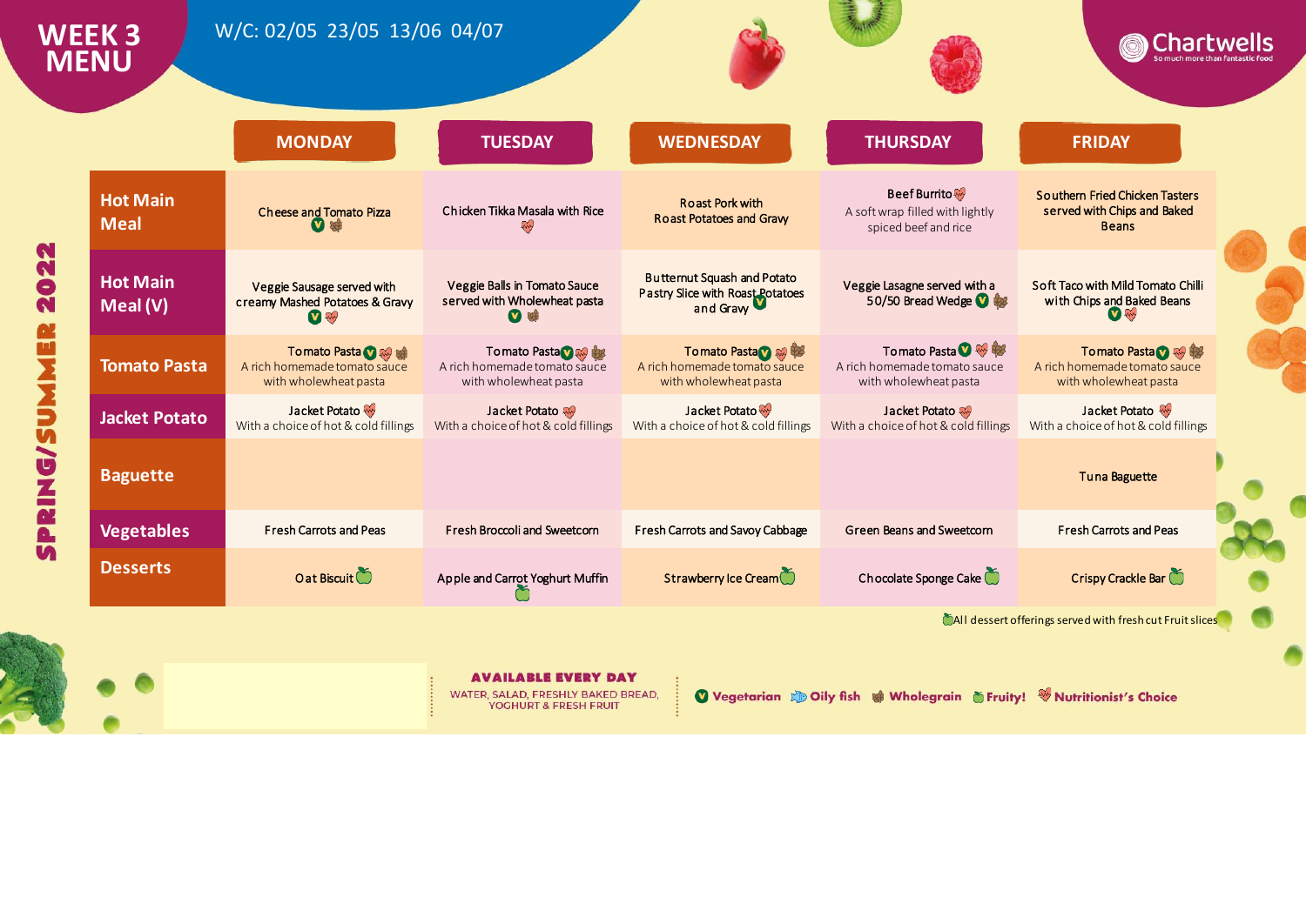# WEEK 3 MENU

W/C: 02/05 23/05 13/06 04/07

Chartwells
So much more than fantastic food

SPRING/SUMMER 2022

| | MONDAY | TUESDAY | WEDNESDAY | THURSDAY | FRIDAY |
|---|---|---|---|---|---|
| Hot Main Meal | Cheese and Tomato Pizza (Vegetarian, Wholegrain) | Chicken Tikka Masala with Rice (Nutritionist's Choice) | Roast Pork with Roast Potatoes and Gravy | Beef Burrito (Nutritionist's Choice) A soft wrap filled with lightly spiced beef and rice | Southern Fried Chicken Tasters served with Chips and Baked Beans |
| Hot Main Meal (V) | Veggie Sausage served with creamy Mashed Potatoes & Gravy (Vegetarian, Nutritionist's Choice) | Veggie Balls in Tomato Sauce served with Wholemeal pasta (Vegetarian, Wholegrain) | Butternut Squash and Potato Pastry Slice with Roast Potatoes and Gravy (Vegetarian) | Veggie Lasagne served with a 50/50 Bread Wedge (Vegetarian, Wholegrain) | Soft Taco with Mild Tomato Chilli with Chips and Baked Beans (Vegetarian, Nutritionist's Choice) |
| Tomato Pasta | Tomato Pasta (Vegetarian, Nutritionist's Choice, Wholegrain) A rich homemade tomato sauce with wholemeal pasta | Tomato Pasta (Vegetarian, Nutritionist's Choice, Wholegrain) A rich homemade tomato sauce with wholemeal pasta | Tomato Pasta (Vegetarian, Nutritionist's Choice, Wholegrain) A rich homemade tomato sauce with wholemeal pasta | Tomato Pasta (Vegetarian, Nutritionist's Choice, Wholegrain) A rich homemade tomato sauce with wholemeal pasta | Tomato Pasta (Vegetarian, Nutritionist's Choice, Wholegrain) A rich homemade tomato sauce with wholemeal pasta |
| Jacket Potato | Jacket Potato (Nutritionist's Choice) With a choice of hot & cold fillings | Jacket Potato (Nutritionist's Choice) With a choice of hot & cold fillings | Jacket Potato (Nutritionist's Choice) With a choice of hot & cold fillings | Jacket Potato (Nutritionist's Choice) With a choice of hot & cold fillings | Jacket Potato (Nutritionist's Choice) With a choice of hot & cold fillings |
| Baguette | | | | | Tuna Baguette |
| Vegetables | Fresh Carrots and Peas | Fresh Broccoli and Sweetcorn | Fresh Carrots and Savoy Cabbage | Green Beans and Sweetcorn | Fresh Carrots and Peas |
| Desserts | Oat Biscuit (Fruity!) | Apple and Carrot Yoghurt Muffin (Fruity!) | Strawberry Ice Cream (Fruity!) | Chocolate Sponge Cake (Fruity!) | Crispy Crackle Bar (Fruity!) |

All dessert offerings served with fresh cut Fruit slices

**AVAILABLE EVERY DAY**
WATER, SALAD, FRESHLY BAKED BREAD, YOGHURT & FRESH FRUIT

Vegetarian | Oily fish | Wholegrain | Fruity! | Nutritionist's Choice